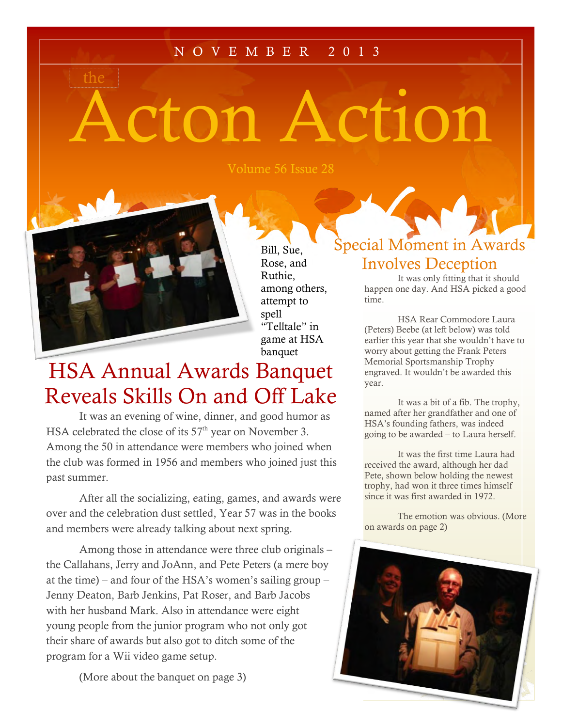NOVEMBER 2013

# the Acton Action

Volume 56 Issue 28

Bill, Sue, Rose, and Ruthie, among others, attempt to spell "Telltale" in game at HSA banquet

## HSA Annual Awards Banquet Reveals Skills On and Off Lake

It was an evening of wine, dinner, and good humor as HSA celebrated the close of its 57th year on November 3. Among the 50 in attendance were members who joined when the club was formed in 1956 and members who joined just this past summer.

After all the socializing, eating, games, and awards were over and the celebration dust settled, Year 57 was in the books and members were already talking about next spring.

Among those in attendance were three club originals – the Callahans, Jerry and JoAnn, and Pete Peters (a mere boy at the time) – and four of the HSA's women's sailing group – Jenny Deaton, Barb Jenkins, Pat Roser, and Barb Jacobs with her husband Mark. Also in attendance were eight young people from the junior program who not only got their share of awards but also got to ditch some of the program for a Wii video game setup.

(More about the banquet on page 3)

## Special Moment in Awards Involves Deception

It was only fitting that it should happen one day. And HSA picked a good time.

HSA Rear Commodore Laura (Peters) Beebe (at left below) was told earlier this year that she wouldn't have to worry about getting the Frank Peters Memorial Sportsmanship Trophy engraved. It wouldn't be awarded this year.

It was a bit of a fib. The trophy, named after her grandfather and one of HSA's founding fathers, was indeed going to be awarded – to Laura herself.

It was the first time Laura had received the award, although her dad Pete, shown below holding the newest trophy, had won it three times himself since it was first awarded in 1972.

The emotion was obvious. (More on awards on page 2)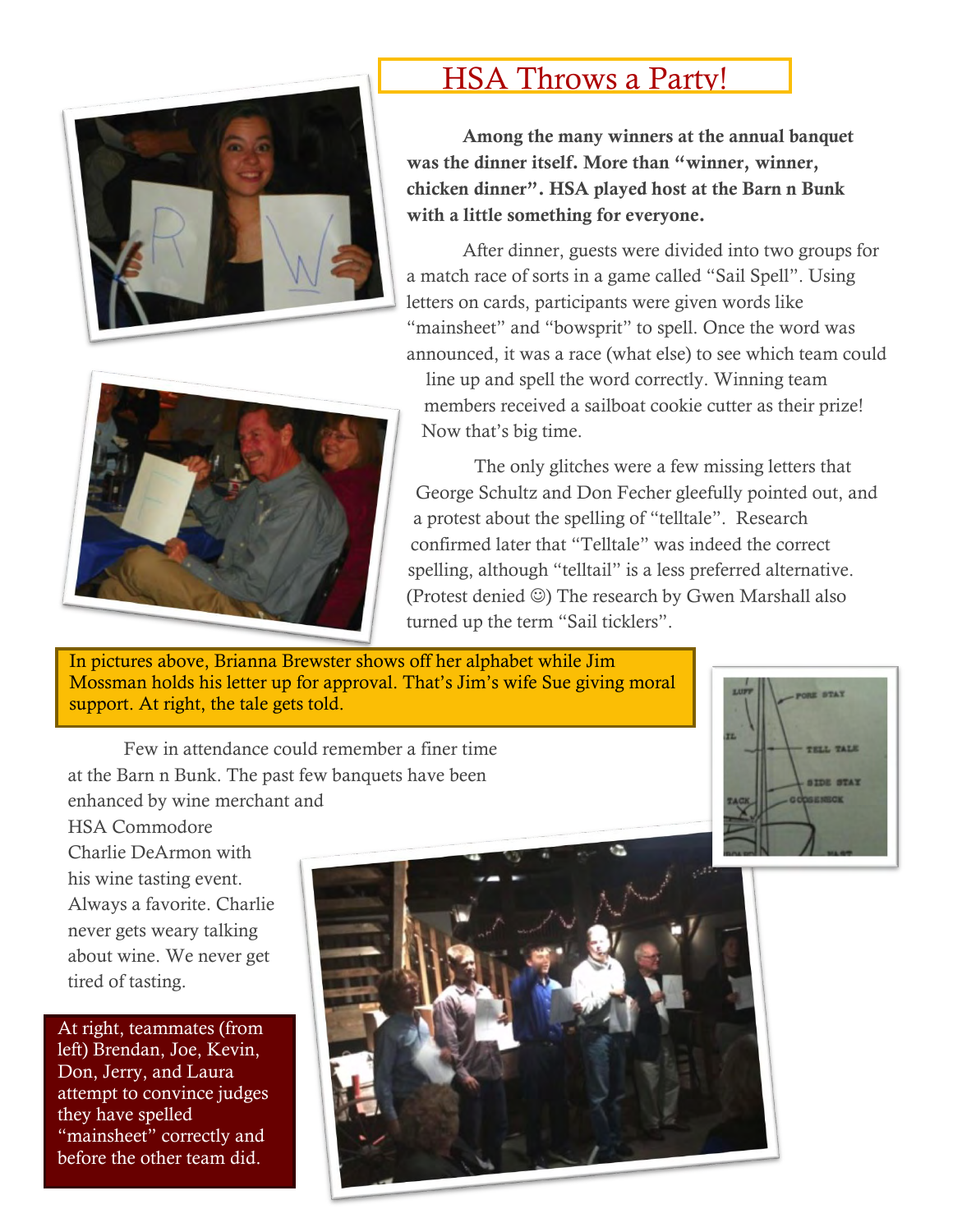# HSA Throws a Party!

**Among the many winners at the annual banquet was the dinner itself. More than "winner, winner, chicken dinner". HSA played host at the Barn n Bunk with a little something for everyone.**

After dinner, guests were divided into two groups for a match race of sorts in a game called "Sail Spell". Using letters on cards, participants were given words like "mainsheet" and "bowsprit" to spell. Once the word was announced, it was a race (what else) to see which team could line up and spell the word correctly. Winning team members received a sailboat cookie cutter as their prize! Now that's big time.

The only glitches were a few missing letters that George Schultz and Don Fecher gleefully pointed out, and a protest about the spelling of "telltale". Research confirmed later that "Telltale" was indeed the correct spelling, although "telltail" is a less preferred alternative. (Protest denied ☺) The research by Gwen Marshall also turned up the term "Sail ticklers".

In pictures above, Brianna Brewster shows off her alphabet while Jim Mossman holds his letter up for approval. That's Jim's wife Sue giving moral support. At right, the tale gets told.

Few in attendance could remember a finer time at the Barn n Bunk. The past few banquets have been enhanced by wine merchant and HSA Commodore Charlie DeArmon with his wine tasting event. Always a favorite. Charlie never gets weary talking about wine. We never get tired of tasting.

At right, teammates (from left) Brendan, Joe, Kevin, Don, Jerry, and Laura attempt to convince judges they have spelled "mainsheet" correctly and before the other team did.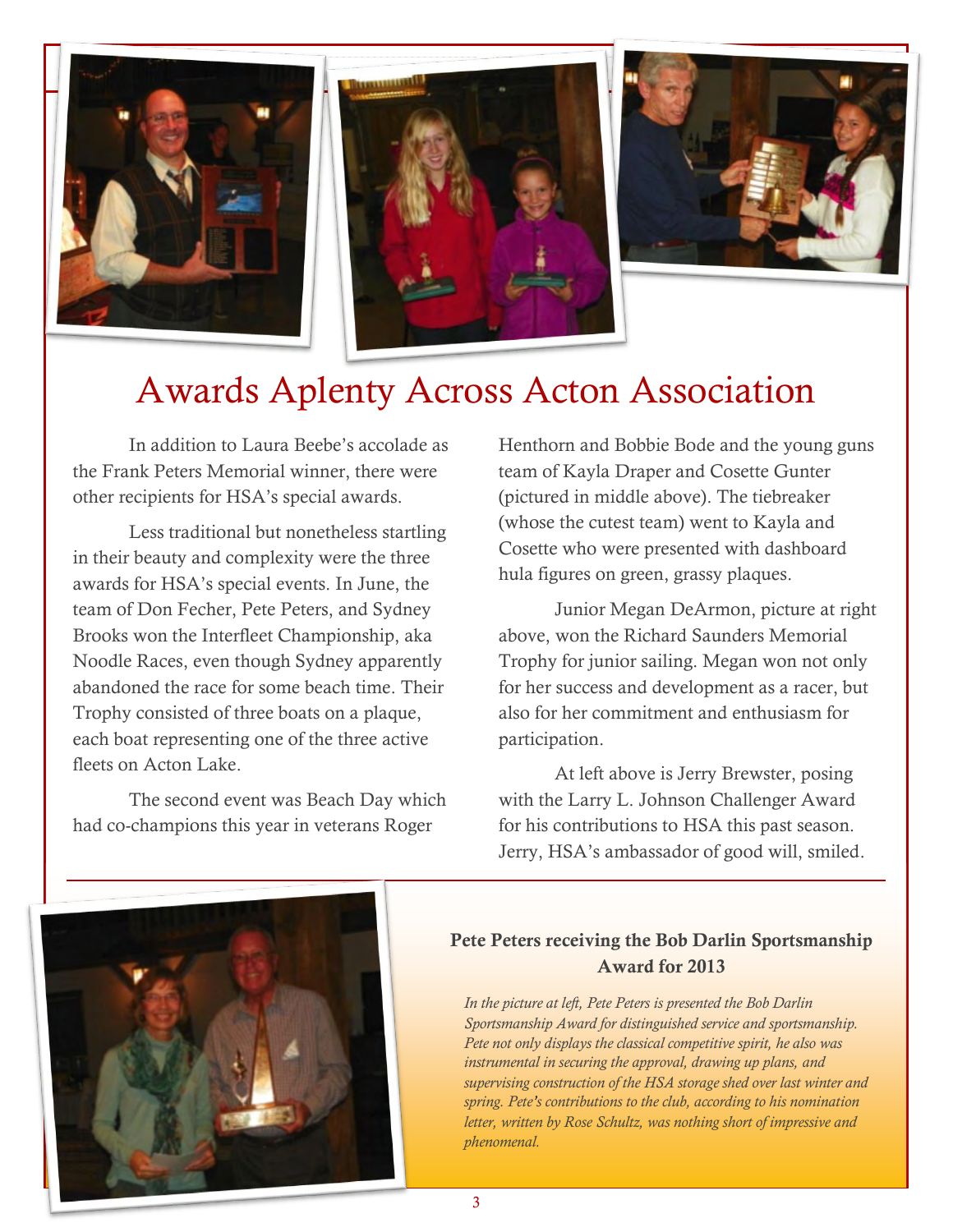# Awards Aplenty Across Acton Association

In addition to Laura Beebe's accolade as the Frank Peters Memorial winner, there were other recipients for HSA's special awards.

Less traditional but nonetheless startling in their beauty and complexity were the three awards for HSA's special events. In June, the team of Don Fecher, Pete Peters, and Sydney Brooks won the Interfleet Championship, aka Noodle Races, even though Sydney apparently abandoned the race for some beach time. Their Trophy consisted of three boats on a plaque, each boat representing one of the three active fleets on Acton Lake.

The second event was Beach Day which had co-champions this year in veterans Roger Henthorn and Bobbie Bode and the young guns team of Kayla Draper and Cosette Gunter (pictured in middle above). The tiebreaker (whose the cutest team) went to Kayla and Cosette who were presented with dashboard hula figures on green, grassy plaques.

Junior Megan DeArmon, picture at right above, won the Richard Saunders Memorial Trophy for junior sailing. Megan won not only for her success and development as a racer, but also for her commitment and enthusiasm for participation.

At left above is Jerry Brewster, posing with the Larry L. Johnson Challenger Award for his contributions to HSA this past season. Jerry, HSA's ambassador of good will, smiled.

**Pete Peters receiving the Bob Darlin Sportsmanship Award for 2013**

*In the picture at left, Pete Peters is presented the Bob Darlin Sportsmanship Award for distinguished service and sportsmanship. Pete not only displays the classical competitive spirit, he also was instrumental in securing the approval, drawing up plans, and supervising construction of the HSA storage shed over last winter and spring. Pete's contributions to the club, according to his nomination letter, written by Rose Schultz, was nothing short of impressive and phenomenal.*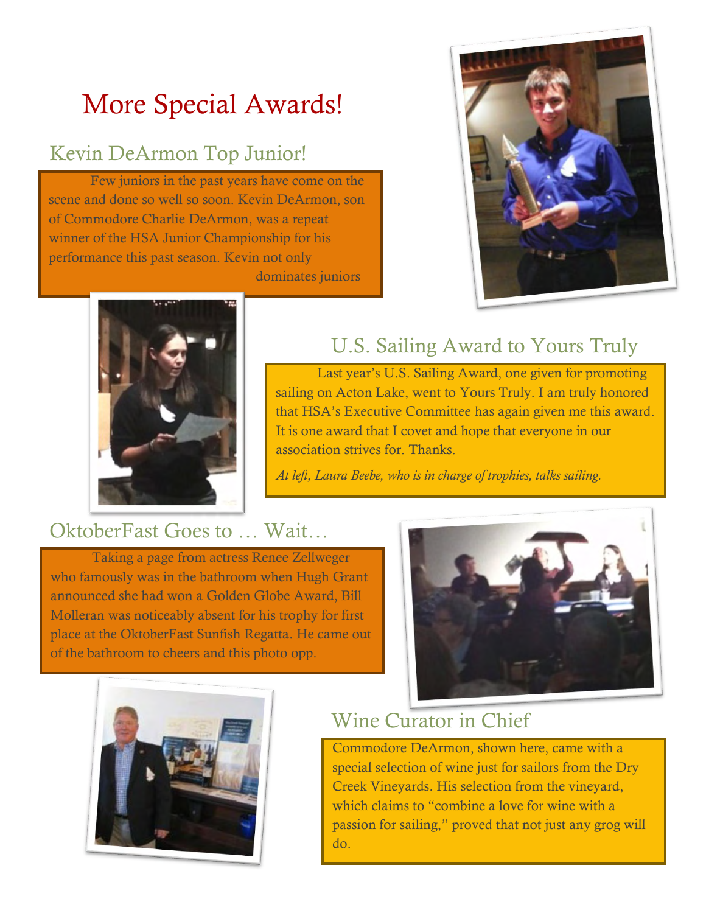# More Special Awards!

## Kevin DeArmon Top Junior!

Few juniors in the past years have come on the scene and done so well so soon. Kevin DeArmon, son of Commodore Charlie DeArmon, was a repeat winner of the HSA Junior Championship for his performance this past season. Kevin not only dominates juniors

## U.S. Sailing Award to Yours Truly

Last year's U.S. Sailing Award, one given for promoting sailing on Acton Lake, went to Yours Truly. I am truly honored that HSA's Executive Committee has again given me this award. It is one award that I covet and hope that everyone in our association strives for. Thanks.

*At left, Laura Beebe, who is in charge of trophies, talks sailing.*

## OktoberFast Goes to … Wait…

Taking a page from actress Renee Zellweger who famously was in the bathroom when Hugh Grant announced she had won a Golden Globe Award, Bill Molleran was noticeably absent for his trophy for first place at the OktoberFast Sunfish Regatta. He came out of the bathroom to cheers and this photo opp.

## Wine Curator in Chief

Commodore DeArmon, shown here, came with a special selection of wine just for sailors from the Dry Creek Vineyards. His selection from the vineyard, which claims to "combine a love for wine with a passion for sailing," proved that not just any grog will do.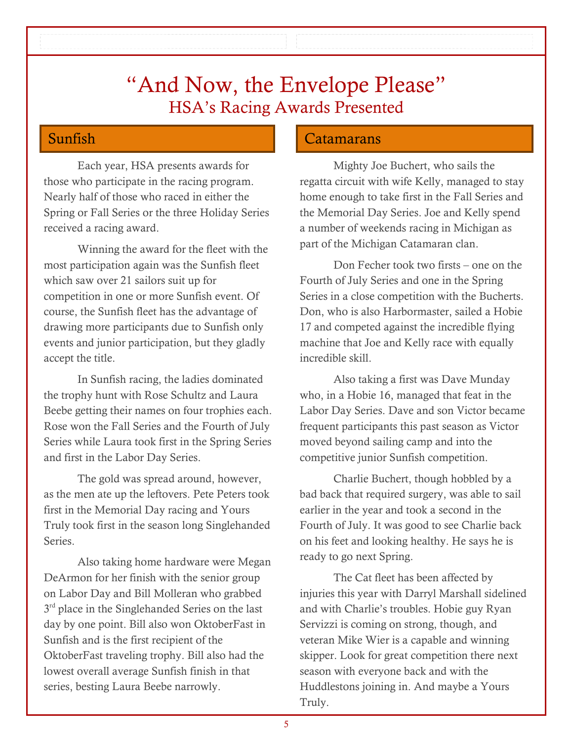# "And Now, the Envelope Please"

## HSA's Racing Awards Presented

### Sunfish

Each year, HSA presents awards for those who participate in the racing program. Nearly half of those who raced in either the Spring or Fall Series or the three Holiday Series received a racing award.

Winning the award for the fleet with the most participation again was the Sunfish fleet which saw over 21 sailors suit up for competition in one or more Sunfish event. Of course, the Sunfish fleet has the advantage of drawing more participants due to Sunfish only events and junior participation, but they gladly accept the title.

In Sunfish racing, the ladies dominated the trophy hunt with Rose Schultz and Laura Beebe getting their names on four trophies each. Rose won the Fall Series and the Fourth of July Series while Laura took first in the Spring Series and first in the Labor Day Series.

The gold was spread around, however, as the men ate up the leftovers. Pete Peters took first in the Memorial Day racing and Yours Truly took first in the season long Singlehanded Series.

Also taking home hardware were Megan DeArmon for her finish with the senior group on Labor Day and Bill Molleran who grabbed 3rd place in the Singlehanded Series on the last day by one point. Bill also won OktoberFast in Sunfish and is the first recipient of the OktoberFast traveling trophy. Bill also had the lowest overall average Sunfish finish in that series, besting Laura Beebe narrowly.

### Catamarans

Mighty Joe Buchert, who sails the regatta circuit with wife Kelly, managed to stay home enough to take first in the Fall Series and the Memorial Day Series. Joe and Kelly spend a number of weekends racing in Michigan as part of the Michigan Catamaran clan.

Don Fecher took two firsts – one on the Fourth of July Series and one in the Spring Series in a close competition with the Bucherts. Don, who is also Harbormaster, sailed a Hobie 17 and competed against the incredible flying machine that Joe and Kelly race with equally incredible skill.

Also taking a first was Dave Munday who, in a Hobie 16, managed that feat in the Labor Day Series. Dave and son Victor became frequent participants this past season as Victor moved beyond sailing camp and into the competitive junior Sunfish competition.

Charlie Buchert, though hobbled by a bad back that required surgery, was able to sail earlier in the year and took a second in the Fourth of July. It was good to see Charlie back on his feet and looking healthy. He says he is ready to go next Spring.

The Cat fleet has been affected by injuries this year with Darryl Marshall sidelined and with Charlie's troubles. Hobie guy Ryan Servizzi is coming on strong, though, and veteran Mike Wier is a capable and winning skipper. Look for great competition there next season with everyone back and with the Huddlestons joining in. And maybe a Yours Truly.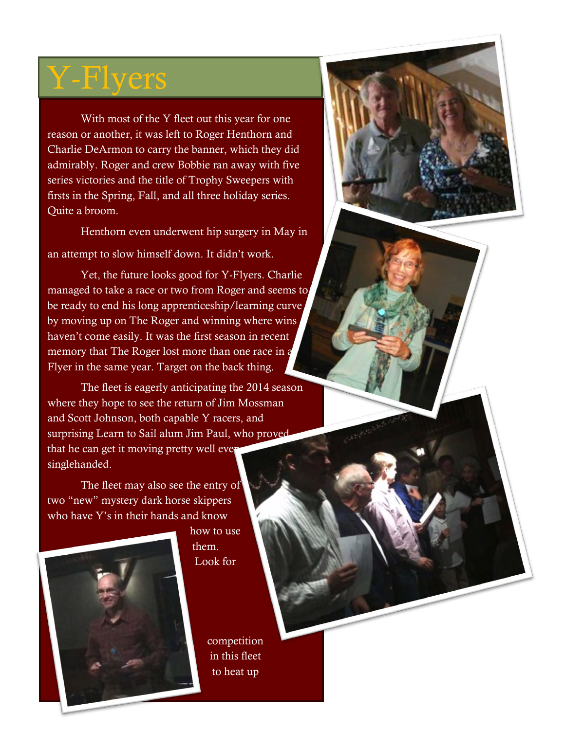# Y-Flyers

With most of the Y fleet out this year for one reason or another, it was left to Roger Henthorn and Charlie DeArmon to carry the banner, which they did admirably. Roger and crew Bobbie ran away with five series victories and the title of Trophy Sweepers with firsts in the Spring, Fall, and all three holiday series. Quite a broom.

Henthorn even underwent hip surgery in May in an attempt to slow himself down. It didn't work.

Yet, the future looks good for Y-Flyers. Charlie managed to take a race or two from Roger and seems to be ready to end his long apprenticeship/learning curve by moving up on The Roger and winning where wins haven't come easily. It was the first season in recent memory that The Roger lost more than one race in a Flyer in the same year. Target on the back thing.

The fleet is eagerly anticipating the 2014 season where they hope to see the return of Jim Mossman and Scott Johnson, both capable Y racers, and surprising Learn to Sail alum Jim Paul, who proved that he can get it moving pretty well even singlehanded.

The fleet may also see the entry of two "new" mystery dark horse skippers who have Y's in their hands and know how to use them. Look for competition in this fleet to heat up